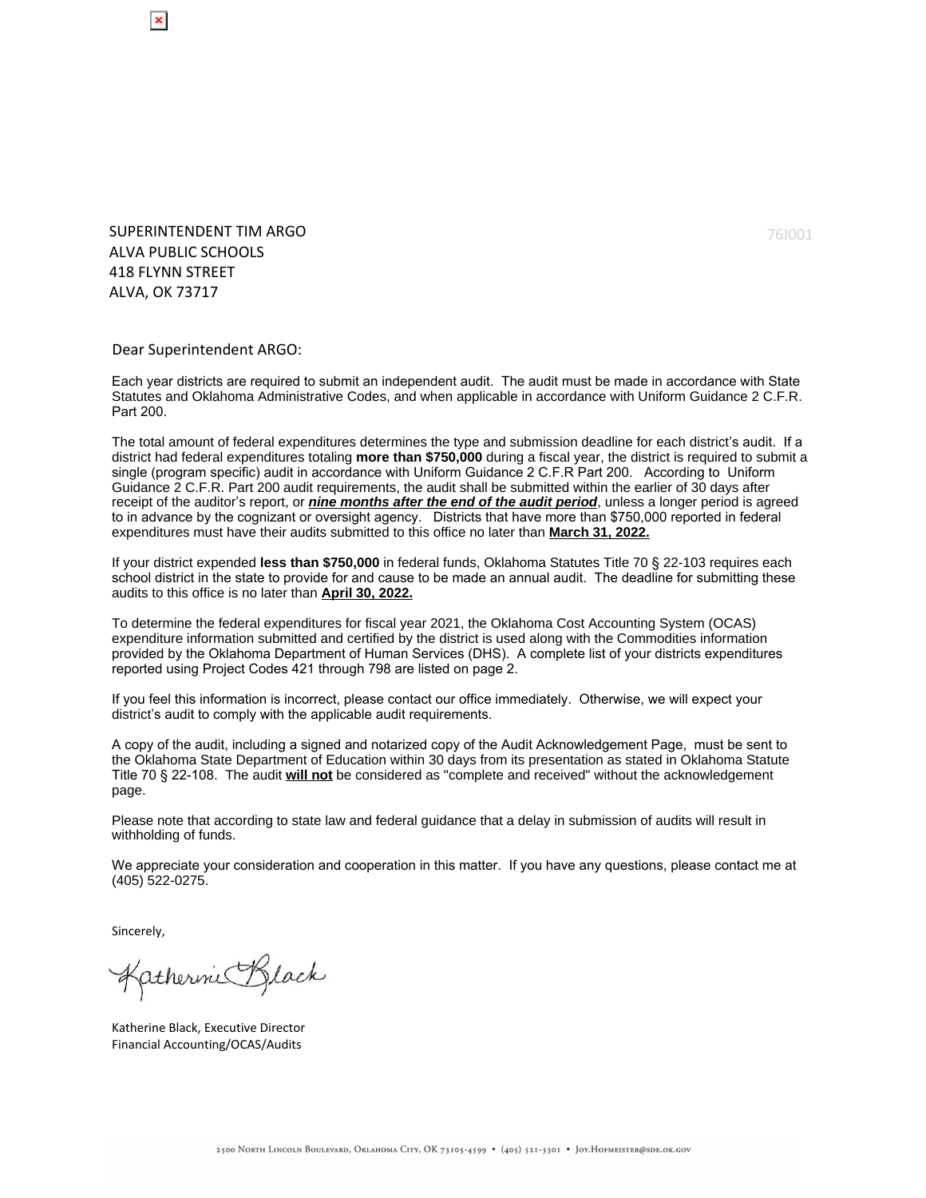SUPERINTENDENT TIM ARGO
ALVA PUBLIC SCHOOLS
418 FLYNN STREET
ALVA, OK 73717

76I001

Dear Superintendent ARGO:

Each year districts are required to submit an independent audit. The audit must be made in accordance with State Statutes and Oklahoma Administrative Codes, and when applicable in accordance with Uniform Guidance 2 C.F.R. Part 200.

The total amount of federal expenditures determines the type and submission deadline for each district's audit. If a district had federal expenditures totaling **more than $750,000** during a fiscal year, the district is required to submit a single (program specific) audit in accordance with Uniform Guidance 2 C.F.R Part 200. According to Uniform Guidance 2 C.F.R. Part 200 audit requirements, the audit shall be submitted within the earlier of 30 days after receipt of the auditor's report, or ***nine months after the end of the audit period***, unless a longer period is agreed to in advance by the cognizant or oversight agency. Districts that have more than $750,000 reported in federal expenditures must have their audits submitted to this office no later than **March 31, 2022.**

If your district expended **less than $750,000** in federal funds, Oklahoma Statutes Title 70 § 22-103 requires each school district in the state to provide for and cause to be made an annual audit. The deadline for submitting these audits to this office is no later than **April 30, 2022.**

To determine the federal expenditures for fiscal year 2021, the Oklahoma Cost Accounting System (OCAS) expenditure information submitted and certified by the district is used along with the Commodities information provided by the Oklahoma Department of Human Services (DHS). A complete list of your districts expenditures reported using Project Codes 421 through 798 are listed on page 2.

If you feel this information is incorrect, please contact our office immediately. Otherwise, we will expect your district's audit to comply with the applicable audit requirements.

A copy of the audit, including a signed and notarized copy of the Audit Acknowledgement Page, must be sent to the Oklahoma State Department of Education within 30 days from its presentation as stated in Oklahoma Statute Title 70 § 22-108. The audit **will not** be considered as "complete and received" without the acknowledgement page.

Please note that according to state law and federal guidance that a delay in submission of audits will result in withholding of funds.

We appreciate your consideration and cooperation in this matter. If you have any questions, please contact me at (405) 522-0275.

Sincerely,

Katherine Black

Katherine Black, Executive Director
Financial Accounting/OCAS/Audits

2500 North Lincoln Boulevard, Oklahoma City, OK 73105-4599 • (405) 521-3301 • Joy.Hofmeister@sde.ok.gov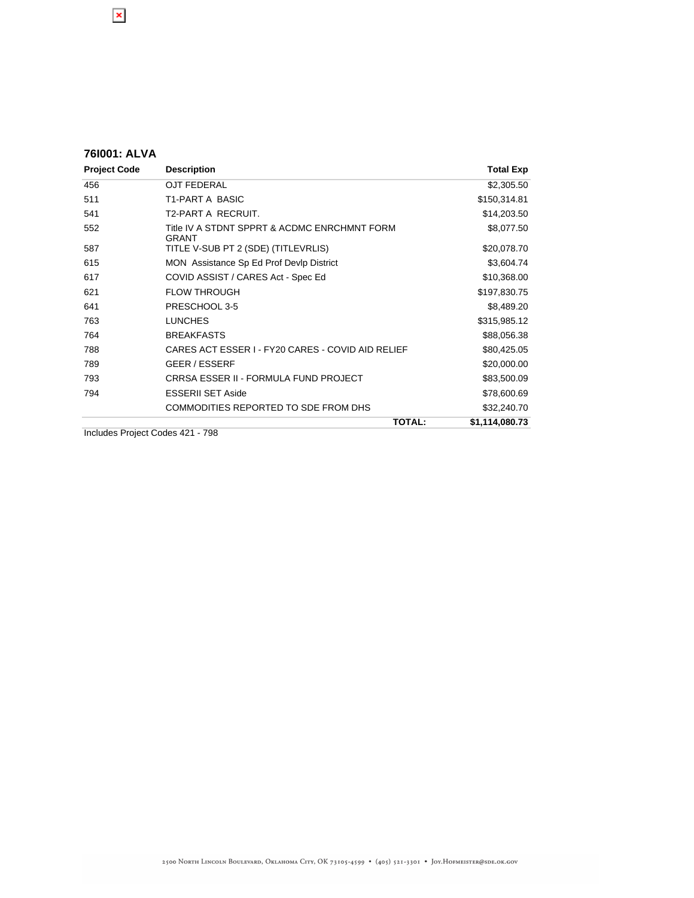### 76I001: ALVA

| Project Code | Description | Total Exp |
|---|---|---|
| 456 | OJT FEDERAL | $2,305.50 |
| 511 | T1-PART A BASIC | $150,314.81 |
| 541 | T2-PART A RECRUIT. | $14,203.50 |
| 552 | Title IV A STDNT SPPRT & ACDMC ENRCHMNT FORM GRANT | $8,077.50 |
| 587 | TITLE V-SUB PT 2 (SDE) (TITLEVRLIS) | $20,078.70 |
| 615 | MON Assistance Sp Ed Prof Devlp District | $3,604.74 |
| 617 | COVID ASSIST / CARES Act - Spec Ed | $10,368.00 |
| 621 | FLOW THROUGH | $197,830.75 |
| 641 | PRESCHOOL 3-5 | $8,489.20 |
| 763 | LUNCHES | $315,985.12 |
| 764 | BREAKFASTS | $88,056.38 |
| 788 | CARES ACT ESSER I - FY20 CARES - COVID AID RELIEF | $80,425.05 |
| 789 | GEER / ESSERF | $20,000.00 |
| 793 | CRRSA ESSER II - FORMULA FUND PROJECT | $83,500.09 |
| 794 | ESSERII SET Aside | $78,600.69 |
| | COMMODITIES REPORTED TO SDE FROM DHS | $32,240.70 |
| | **TOTAL:** | **$1,114,080.73** |

Includes Project Codes 421 - 798

2500 North Lincoln Boulevard, Oklahoma City, OK 73105-4599 • (405) 521-3301 • Joy.Hofmeister@sde.ok.gov